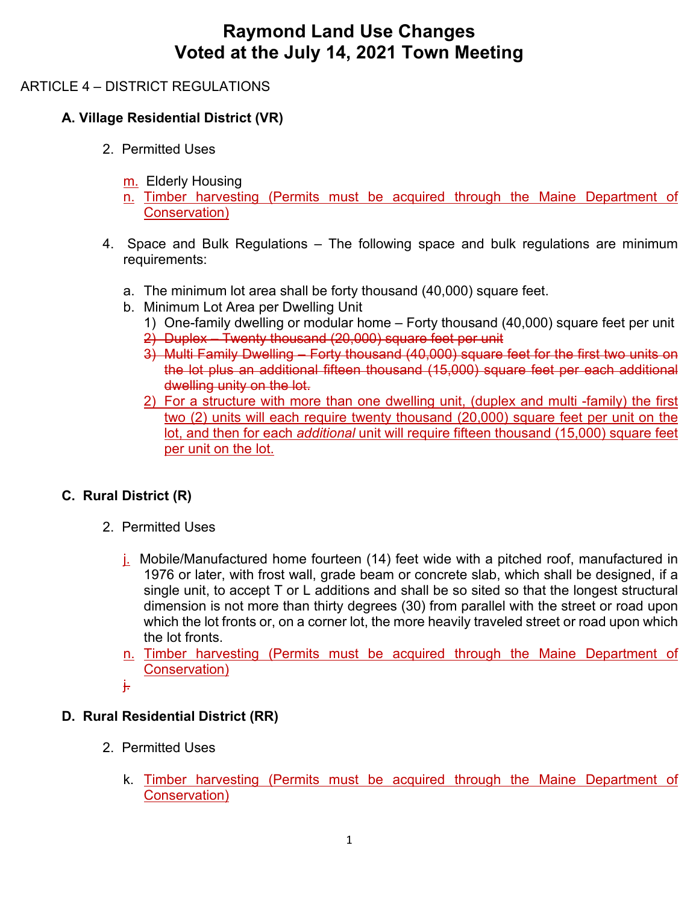# Raymond Land Use Changes
# Voted at the July 14, 2021 Town Meeting

ARTICLE 4 – DISTRICT REGULATIONS

### A. Village Residential District (VR)

2. Permitted Uses

   m. Elderly Housing
   n. Timber harvesting (Permits must be acquired through the Maine Department of Conservation)

4. Space and Bulk Regulations – The following space and bulk regulations are minimum requirements:

   a. The minimum lot area shall be forty thousand (40,000) square feet.
   b. Minimum Lot Area per Dwelling Unit
      1) One-family dwelling or modular home – Forty thousand (40,000) square feet per unit
      2) ~~Duplex – Twenty thousand (20,000) square feet per unit~~
      3) ~~Multi Family Dwelling – Forty thousand (40,000) square feet for the first two units on the lot plus an additional fifteen thousand (15,000) square feet per each additional dwelling unity on the lot.~~
      2) For a structure with more than one dwelling unit, (duplex and multi -family) the first two (2) units will each require twenty thousand (20,000) square feet per unit on the lot, and then for each *additional* unit will require fifteen thousand (15,000) square feet per unit on the lot.

### C. Rural District (R)

2. Permitted Uses

   j. Mobile/Manufactured home fourteen (14) feet wide with a pitched roof, manufactured in 1976 or later, with frost wall, grade beam or concrete slab, which shall be designed, if a single unit, to accept T or L additions and shall be so sited so that the longest structural dimension is not more than thirty degrees (30) from parallel with the street or road upon which the lot fronts or, on a corner lot, the more heavily traveled street or road upon which the lot fronts.
   n. Timber harvesting (Permits must be acquired through the Maine Department of Conservation)
   ~~j.~~

### D. Rural Residential District (RR)

2. Permitted Uses

   k. Timber harvesting (Permits must be acquired through the Maine Department of Conservation)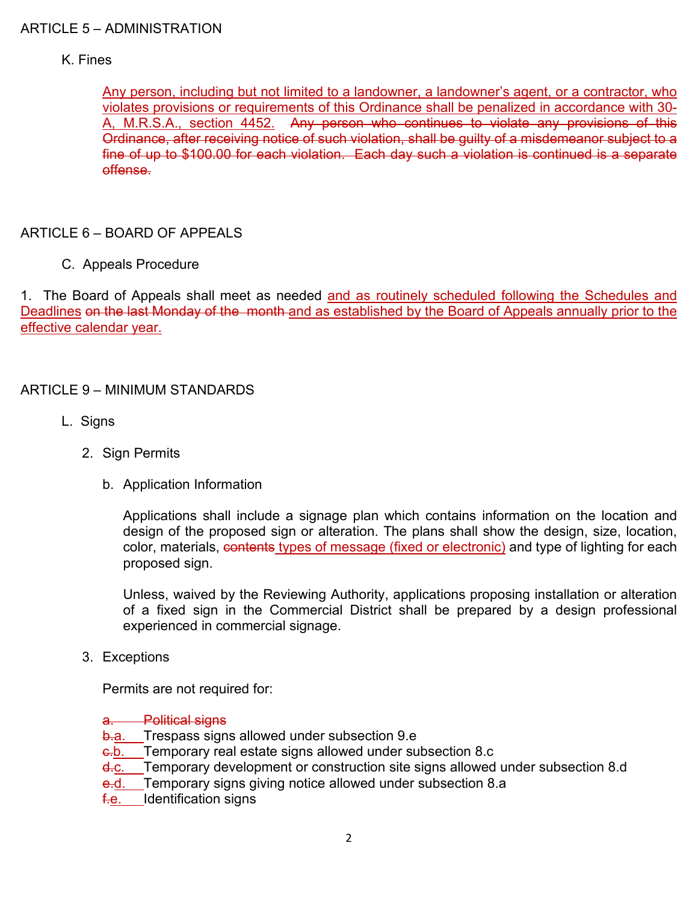ARTICLE 5 – ADMINISTRATION

K. Fines

<u>Any person, including but not limited to a landowner, a landowner's agent, or a contractor, who violates provisions or requirements of this Ordinance shall be penalized in accordance with 30-A, M.R.S.A., section 4452.</u> ~~Any person who continues to violate any provisions of this Ordinance, after receiving notice of such violation, shall be guilty of a misdemeanor subject to a fine of up to $100.00 for each violation. Each day such a violation is continued is a separate offense.~~

ARTICLE 6 – BOARD OF APPEALS

C. Appeals Procedure

1. The Board of Appeals shall meet as needed <u>and as routinely scheduled following the Schedules and Deadlines</u> ~~on the last Monday of the month~~ <u>and as established by the Board of Appeals annually prior to the effective calendar year.</u>

ARTICLE 9 – MINIMUM STANDARDS

L. Signs

2. Sign Permits

b. Application Information

Applications shall include a signage plan which contains information on the location and design of the proposed sign or alteration. The plans shall show the design, size, location, color, materials, ~~contents~~ <u>types of message (fixed or electronic)</u> and type of lighting for each proposed sign.

Unless, waived by the Reviewing Authority, applications proposing installation or alteration of a fixed sign in the Commercial District shall be prepared by a design professional experienced in commercial signage.

3. Exceptions

Permits are not required for:

~~a. Political signs~~
~~b.~~<u>a.</u> Trespass signs allowed under subsection 9.e
~~c.~~<u>b.</u> Temporary real estate signs allowed under subsection 8.c
~~d.~~<u>c.</u> Temporary development or construction site signs allowed under subsection 8.d
~~e.~~<u>d.</u> Temporary signs giving notice allowed under subsection 8.a
~~f.~~<u>e.</u> Identification signs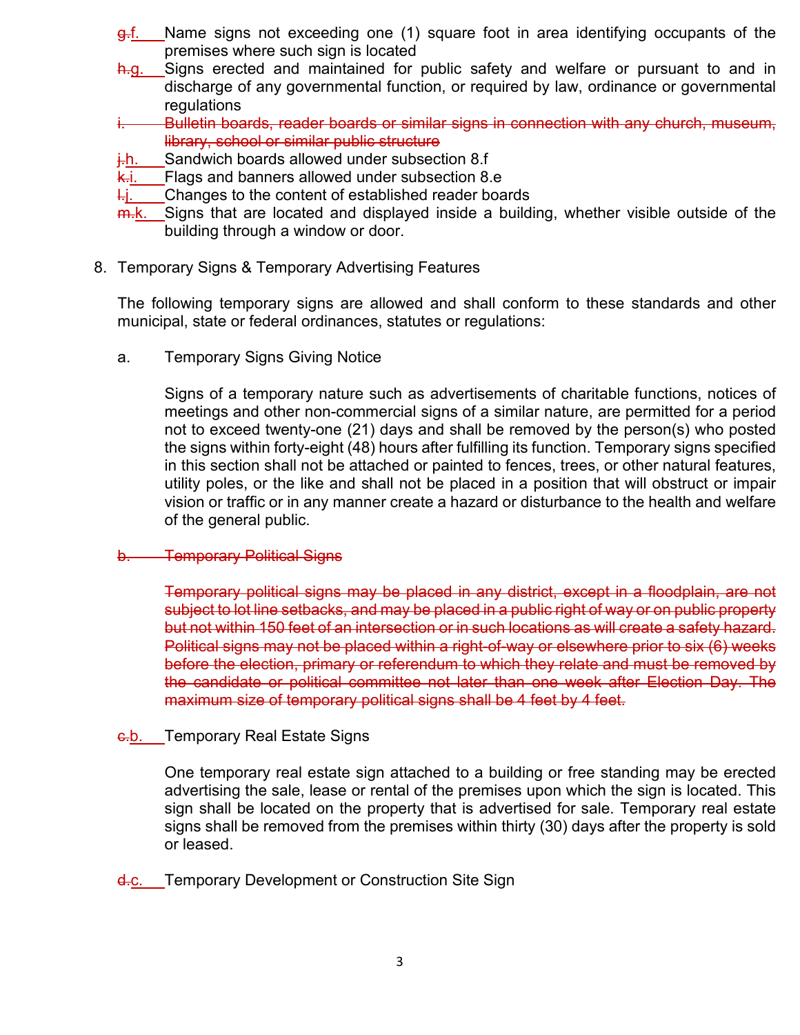- ~~g.~~f. Name signs not exceeding one (1) square foot in area identifying occupants of the premises where such sign is located
- ~~h.~~g. Signs erected and maintained for public safety and welfare or pursuant to and in discharge of any governmental function, or required by law, ordinance or governmental regulations
- ~~i. Bulletin boards, reader boards or similar signs in connection with any church, museum, library, school or similar public structure~~
- ~~j.~~h. Sandwich boards allowed under subsection 8.f
- ~~k.~~i. Flags and banners allowed under subsection 8.e
- ~~l.~~j. Changes to the content of established reader boards
- ~~m.~~k. Signs that are located and displayed inside a building, whether visible outside of the building through a window or door.

8. Temporary Signs & Temporary Advertising Features

The following temporary signs are allowed and shall conform to these standards and other municipal, state or federal ordinances, statutes or regulations:

a. Temporary Signs Giving Notice

Signs of a temporary nature such as advertisements of charitable functions, notices of meetings and other non-commercial signs of a similar nature, are permitted for a period not to exceed twenty-one (21) days and shall be removed by the person(s) who posted the signs within forty-eight (48) hours after fulfilling its function. Temporary signs specified in this section shall not be attached or painted to fences, trees, or other natural features, utility poles, or the like and shall not be placed in a position that will obstruct or impair vision or traffic or in any manner create a hazard or disturbance to the health and welfare of the general public.

~~b. Temporary Political Signs~~

~~Temporary political signs may be placed in any district, except in a floodplain, are not subject to lot line setbacks, and may be placed in a public right of way or on public property but not within 150 feet of an intersection or in such locations as will create a safety hazard. Political signs may not be placed within a right-of-way or elsewhere prior to six (6) weeks before the election, primary or referendum to which they relate and must be removed by the candidate or political committee not later than one week after Election Day. The maximum size of temporary political signs shall be 4 feet by 4 feet.~~

~~c.~~b. Temporary Real Estate Signs

One temporary real estate sign attached to a building or free standing may be erected advertising the sale, lease or rental of the premises upon which the sign is located. This sign shall be located on the property that is advertised for sale. Temporary real estate signs shall be removed from the premises within thirty (30) days after the property is sold or leased.

~~d.~~c. Temporary Development or Construction Site Sign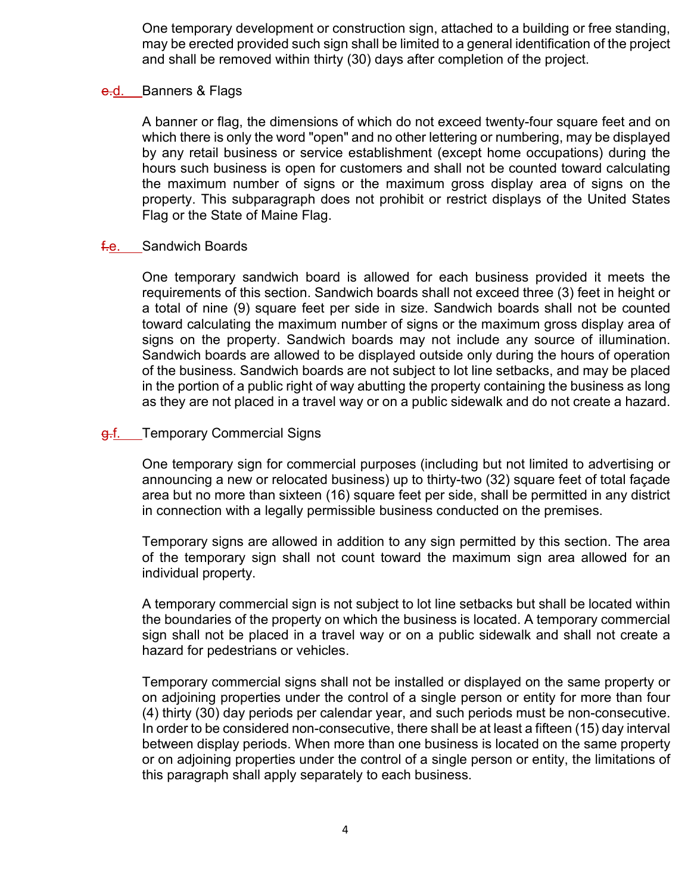One temporary development or construction sign, attached to a building or free standing, may be erected provided such sign shall be limited to a general identification of the project and shall be removed within thirty (30) days after completion of the project.

~~e.~~d. Banners & Flags

A banner or flag, the dimensions of which do not exceed twenty-four square feet and on which there is only the word "open" and no other lettering or numbering, may be displayed by any retail business or service establishment (except home occupations) during the hours such business is open for customers and shall not be counted toward calculating the maximum number of signs or the maximum gross display area of signs on the property. This subparagraph does not prohibit or restrict displays of the United States Flag or the State of Maine Flag.

~~f.~~e. Sandwich Boards

One temporary sandwich board is allowed for each business provided it meets the requirements of this section. Sandwich boards shall not exceed three (3) feet in height or a total of nine (9) square feet per side in size. Sandwich boards shall not be counted toward calculating the maximum number of signs or the maximum gross display area of signs on the property. Sandwich boards may not include any source of illumination. Sandwich boards are allowed to be displayed outside only during the hours of operation of the business. Sandwich boards are not subject to lot line setbacks, and may be placed in the portion of a public right of way abutting the property containing the business as long as they are not placed in a travel way or on a public sidewalk and do not create a hazard.

~~g.~~f. Temporary Commercial Signs

One temporary sign for commercial purposes (including but not limited to advertising or announcing a new or relocated business) up to thirty-two (32) square feet of total façade area but no more than sixteen (16) square feet per side, shall be permitted in any district in connection with a legally permissible business conducted on the premises.

Temporary signs are allowed in addition to any sign permitted by this section. The area of the temporary sign shall not count toward the maximum sign area allowed for an individual property.

A temporary commercial sign is not subject to lot line setbacks but shall be located within the boundaries of the property on which the business is located. A temporary commercial sign shall not be placed in a travel way or on a public sidewalk and shall not create a hazard for pedestrians or vehicles.

Temporary commercial signs shall not be installed or displayed on the same property or on adjoining properties under the control of a single person or entity for more than four (4) thirty (30) day periods per calendar year, and such periods must be non-consecutive. In order to be considered non-consecutive, there shall be at least a fifteen (15) day interval between display periods. When more than one business is located on the same property or on adjoining properties under the control of a single person or entity, the limitations of this paragraph shall apply separately to each business.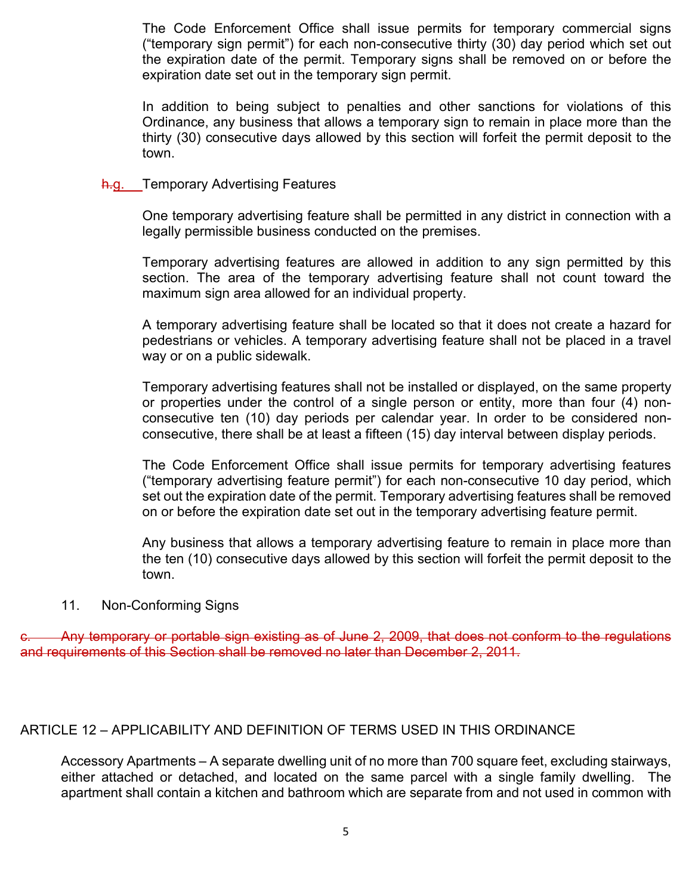The Code Enforcement Office shall issue permits for temporary commercial signs ("temporary sign permit") for each non-consecutive thirty (30) day period which set out the expiration date of the permit. Temporary signs shall be removed on or before the expiration date set out in the temporary sign permit.

In addition to being subject to penalties and other sanctions for violations of this Ordinance, any business that allows a temporary sign to remain in place more than the thirty (30) consecutive days allowed by this section will forfeit the permit deposit to the town.

~~h.~~g. Temporary Advertising Features

One temporary advertising feature shall be permitted in any district in connection with a legally permissible business conducted on the premises.

Temporary advertising features are allowed in addition to any sign permitted by this section. The area of the temporary advertising feature shall not count toward the maximum sign area allowed for an individual property.

A temporary advertising feature shall be located so that it does not create a hazard for pedestrians or vehicles. A temporary advertising feature shall not be placed in a travel way or on a public sidewalk.

Temporary advertising features shall not be installed or displayed, on the same property or properties under the control of a single person or entity, more than four (4) non-consecutive ten (10) day periods per calendar year. In order to be considered non-consecutive, there shall be at least a fifteen (15) day interval between display periods.

The Code Enforcement Office shall issue permits for temporary advertising features ("temporary advertising feature permit") for each non-consecutive 10 day period, which set out the expiration date of the permit. Temporary advertising features shall be removed on or before the expiration date set out in the temporary advertising feature permit.

Any business that allows a temporary advertising feature to remain in place more than the ten (10) consecutive days allowed by this section will forfeit the permit deposit to the town.

11. Non-Conforming Signs

~~c. Any temporary or portable sign existing as of June 2, 2009, that does not conform to the regulations and requirements of this Section shall be removed no later than December 2, 2011.~~

ARTICLE 12 – APPLICABILITY AND DEFINITION OF TERMS USED IN THIS ORDINANCE

Accessory Apartments – A separate dwelling unit of no more than 700 square feet, excluding stairways, either attached or detached, and located on the same parcel with a single family dwelling. The apartment shall contain a kitchen and bathroom which are separate from and not used in common with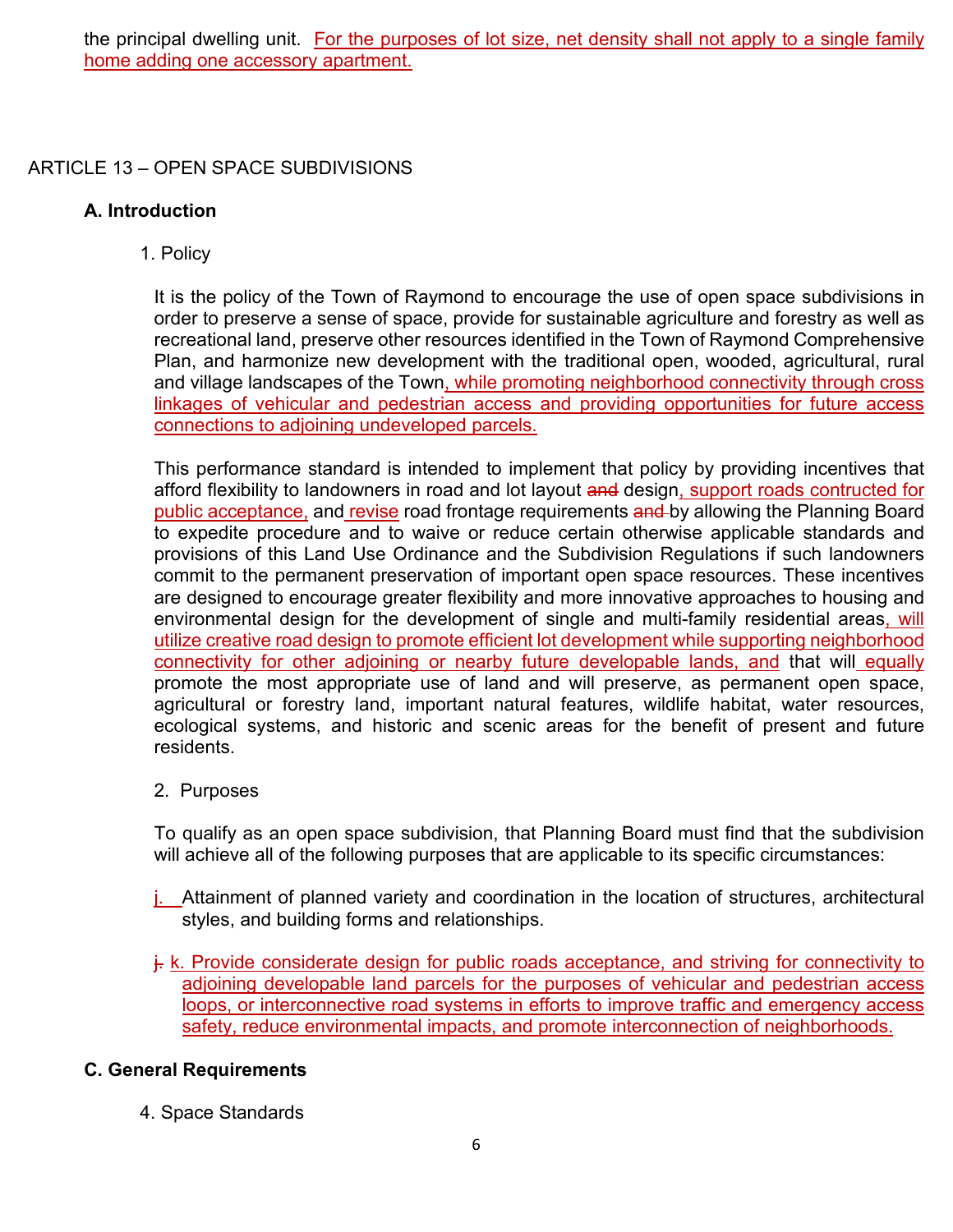the principal dwelling unit. For the purposes of lot size, net density shall not apply to a single family home adding one accessory apartment.

ARTICLE 13 – OPEN SPACE SUBDIVISIONS

**A. Introduction**

1. Policy

It is the policy of the Town of Raymond to encourage the use of open space subdivisions in order to preserve a sense of space, provide for sustainable agriculture and forestry as well as recreational land, preserve other resources identified in the Town of Raymond Comprehensive Plan, and harmonize new development with the traditional open, wooded, agricultural, rural and village landscapes of the Town, while promoting neighborhood connectivity through cross linkages of vehicular and pedestrian access and providing opportunities for future access connections to adjoining undeveloped parcels.

This performance standard is intended to implement that policy by providing incentives that afford flexibility to landowners in road and lot layout ~~and~~ design, support roads contructed for public acceptance, and revise road frontage requirements ~~and~~ by allowing the Planning Board to expedite procedure and to waive or reduce certain otherwise applicable standards and provisions of this Land Use Ordinance and the Subdivision Regulations if such landowners commit to the permanent preservation of important open space resources. These incentives are designed to encourage greater flexibility and more innovative approaches to housing and environmental design for the development of single and multi-family residential areas, will utilize creative road design to promote efficient lot development while supporting neighborhood connectivity for other adjoining or nearby future developable lands, and that will equally promote the most appropriate use of land and will preserve, as permanent open space, agricultural or forestry land, important natural features, wildlife habitat, water resources, ecological systems, and historic and scenic areas for the benefit of present and future residents.

2. Purposes

To qualify as an open space subdivision, that Planning Board must find that the subdivision will achieve all of the following purposes that are applicable to its specific circumstances:

j. Attainment of planned variety and coordination in the location of structures, architectural styles, and building forms and relationships.

~~j.~~ k. Provide considerate design for public roads acceptance, and striving for connectivity to adjoining developable land parcels for the purposes of vehicular and pedestrian access loops, or interconnective road systems in efforts to improve traffic and emergency access safety, reduce environmental impacts, and promote interconnection of neighborhoods.

**C. General Requirements**

4. Space Standards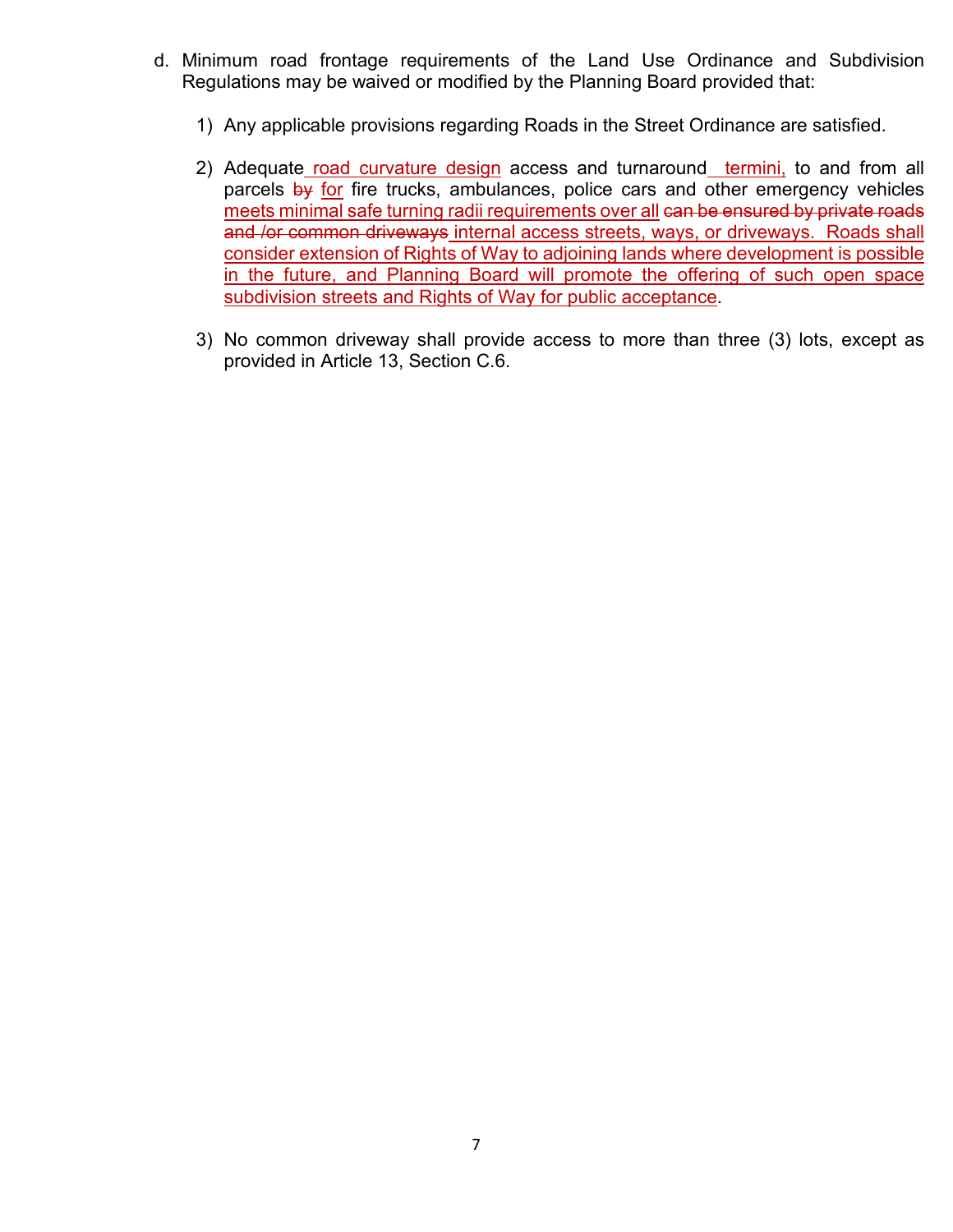d. Minimum road frontage requirements of the Land Use Ordinance and Subdivision Regulations may be waived or modified by the Planning Board provided that:

   1) Any applicable provisions regarding Roads in the Street Ordinance are satisfied.

   2) Adequate <u>road curvature design</u> access and turnaround <u>termini,</u> to and from all parcels ~~by~~ <u>for</u> fire trucks, ambulances, police cars and other emergency vehicles <u>meets minimal safe turning radii requirements over all</u> ~~can be ensured by private roads and /or common driveways~~ <u>internal access streets, ways, or driveways. Roads shall consider extension of Rights of Way to adjoining lands where development is possible in the future, and Planning Board will promote the offering of such open space subdivision streets and Rights of Way for public acceptance</u>.

   3) No common driveway shall provide access to more than three (3) lots, except as provided in Article 13, Section C.6.